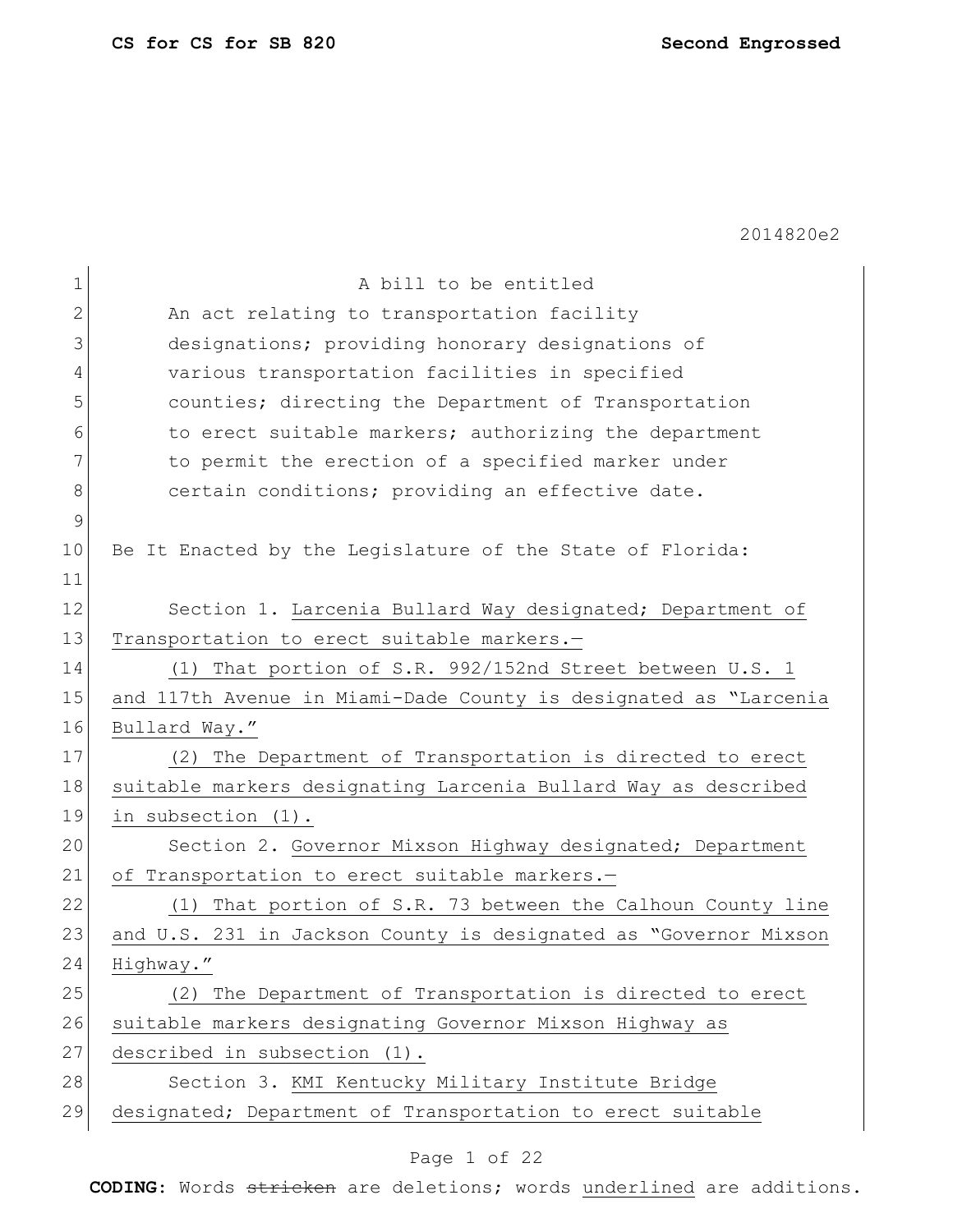A bill to be entitled

An act relating to transportation facility designations; providing honorary designations of various transportation facilities in specified counties; directing the Department of Transportation to erect suitable markers; authorizing the department to permit the erection of a specified marker under certain conditions; providing an effective date.

Be It Enacted by the Legislature of the State of Florida:

Section 1. Larcenia Bullard Way designated; Department of Transportation to erect suitable markers.—

(1) That portion of S.R. 992/152nd Street between U.S. 1 and 117th Avenue in Miami-Dade County is designated as "Larcenia Bullard Way."

(2) The Department of Transportation is directed to erect suitable markers designating Larcenia Bullard Way as described in subsection (1).

Section 2. Governor Mixson Highway designated; Department of Transportation to erect suitable markers.—

(1) That portion of S.R. 73 between the Calhoun County line and U.S. 231 in Jackson County is designated as "Governor Mixson Highway."

(2) The Department of Transportation is directed to erect suitable markers designating Governor Mixson Highway as described in subsection (1).

Section 3. KMI Kentucky Military Institute Bridge designated; Department of Transportation to erect suitable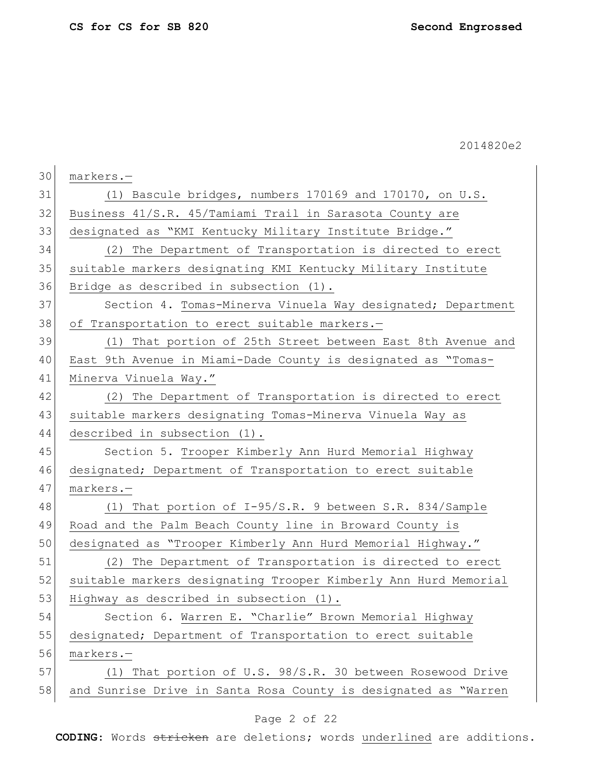markers.—

(1) Bascule bridges, numbers 170169 and 170170, on U.S. Business 41/S.R. 45/Tamiami Trail in Sarasota County are designated as "KMI Kentucky Military Institute Bridge."

(2) The Department of Transportation is directed to erect suitable markers designating KMI Kentucky Military Institute Bridge as described in subsection (1).

Section 4. Tomas-Minerva Vinuela Way designated; Department of Transportation to erect suitable markers.—

(1) That portion of 25th Street between East 8th Avenue and East 9th Avenue in Miami-Dade County is designated as "Tomas-Minerva Vinuela Way."

(2) The Department of Transportation is directed to erect suitable markers designating Tomas-Minerva Vinuela Way as described in subsection (1).

Section 5. Trooper Kimberly Ann Hurd Memorial Highway designated; Department of Transportation to erect suitable markers.—

(1) That portion of I-95/S.R. 9 between S.R. 834/Sample Road and the Palm Beach County line in Broward County is designated as "Trooper Kimberly Ann Hurd Memorial Highway."

(2) The Department of Transportation is directed to erect suitable markers designating Trooper Kimberly Ann Hurd Memorial Highway as described in subsection (1).

Section 6. Warren E. "Charlie" Brown Memorial Highway designated; Department of Transportation to erect suitable markers.—

(1) That portion of U.S. 98/S.R. 30 between Rosewood Drive and Sunrise Drive in Santa Rosa County is designated as "Warren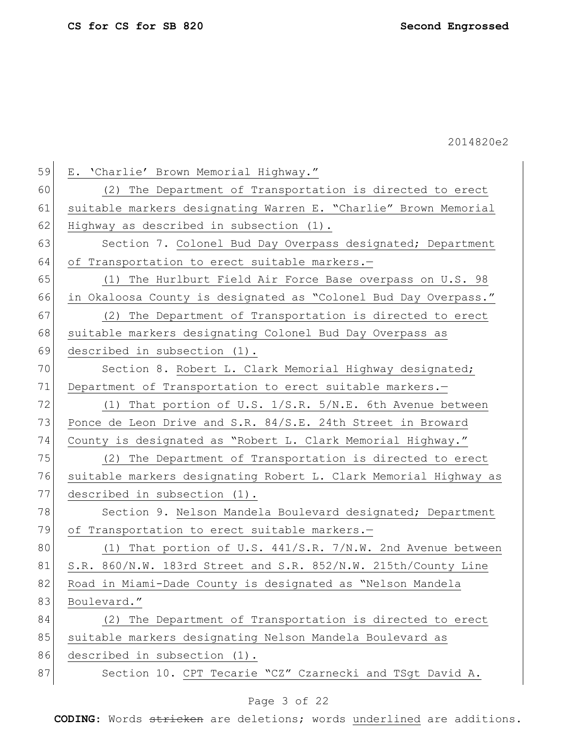E. 'Charlie' Brown Memorial Highway."

(2) The Department of Transportation is directed to erect suitable markers designating Warren E. "Charlie" Brown Memorial Highway as described in subsection (1).

Section 7. Colonel Bud Day Overpass designated; Department of Transportation to erect suitable markers.—

(1) The Hurlburt Field Air Force Base overpass on U.S. 98 in Okaloosa County is designated as "Colonel Bud Day Overpass."

(2) The Department of Transportation is directed to erect suitable markers designating Colonel Bud Day Overpass as described in subsection (1).

Section 8. Robert L. Clark Memorial Highway designated; Department of Transportation to erect suitable markers.—

(1) That portion of U.S. 1/S.R. 5/N.E. 6th Avenue between Ponce de Leon Drive and S.R. 84/S.E. 24th Street in Broward County is designated as "Robert L. Clark Memorial Highway."

(2) The Department of Transportation is directed to erect suitable markers designating Robert L. Clark Memorial Highway as described in subsection (1).

Section 9. Nelson Mandela Boulevard designated; Department of Transportation to erect suitable markers.—

(1) That portion of U.S. 441/S.R. 7/N.W. 2nd Avenue between S.R. 860/N.W. 183rd Street and S.R. 852/N.W. 215th/County Line Road in Miami-Dade County is designated as "Nelson Mandela Boulevard."

(2) The Department of Transportation is directed to erect suitable markers designating Nelson Mandela Boulevard as described in subsection (1).

Section 10. CPT Tecarie "CZ" Czarnecki and TSgt David A.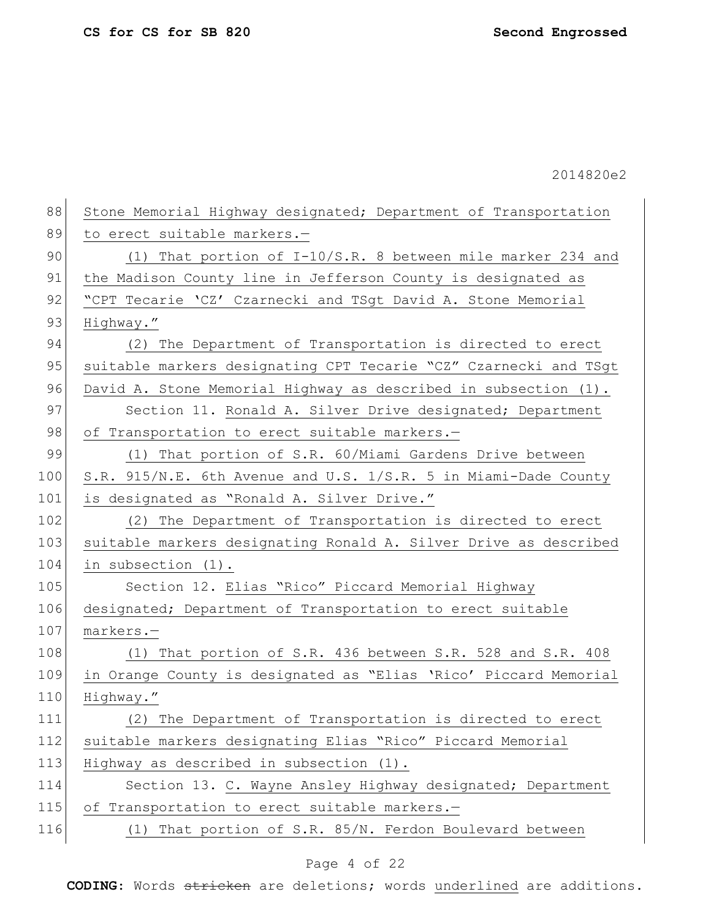Stone Memorial Highway designated; Department of Transportation to erect suitable markers.—

(1) That portion of I-10/S.R. 8 between mile marker 234 and the Madison County line in Jefferson County is designated as "CPT Tecarie 'CZ' Czarnecki and TSgt David A. Stone Memorial Highway."

(2) The Department of Transportation is directed to erect suitable markers designating CPT Tecarie "CZ" Czarnecki and TSgt David A. Stone Memorial Highway as described in subsection (1).

Section 11. Ronald A. Silver Drive designated; Department of Transportation to erect suitable markers.—

(1) That portion of S.R. 60/Miami Gardens Drive between S.R. 915/N.E. 6th Avenue and U.S. 1/S.R. 5 in Miami-Dade County is designated as "Ronald A. Silver Drive."

(2) The Department of Transportation is directed to erect suitable markers designating Ronald A. Silver Drive as described in subsection (1).

Section 12. Elias "Rico" Piccard Memorial Highway designated; Department of Transportation to erect suitable markers.—

(1) That portion of S.R. 436 between S.R. 528 and S.R. 408 in Orange County is designated as "Elias 'Rico' Piccard Memorial Highway."

(2) The Department of Transportation is directed to erect suitable markers designating Elias "Rico" Piccard Memorial Highway as described in subsection (1).

Section 13. C. Wayne Ansley Highway designated; Department of Transportation to erect suitable markers.—

(1) That portion of S.R. 85/N. Ferdon Boulevard between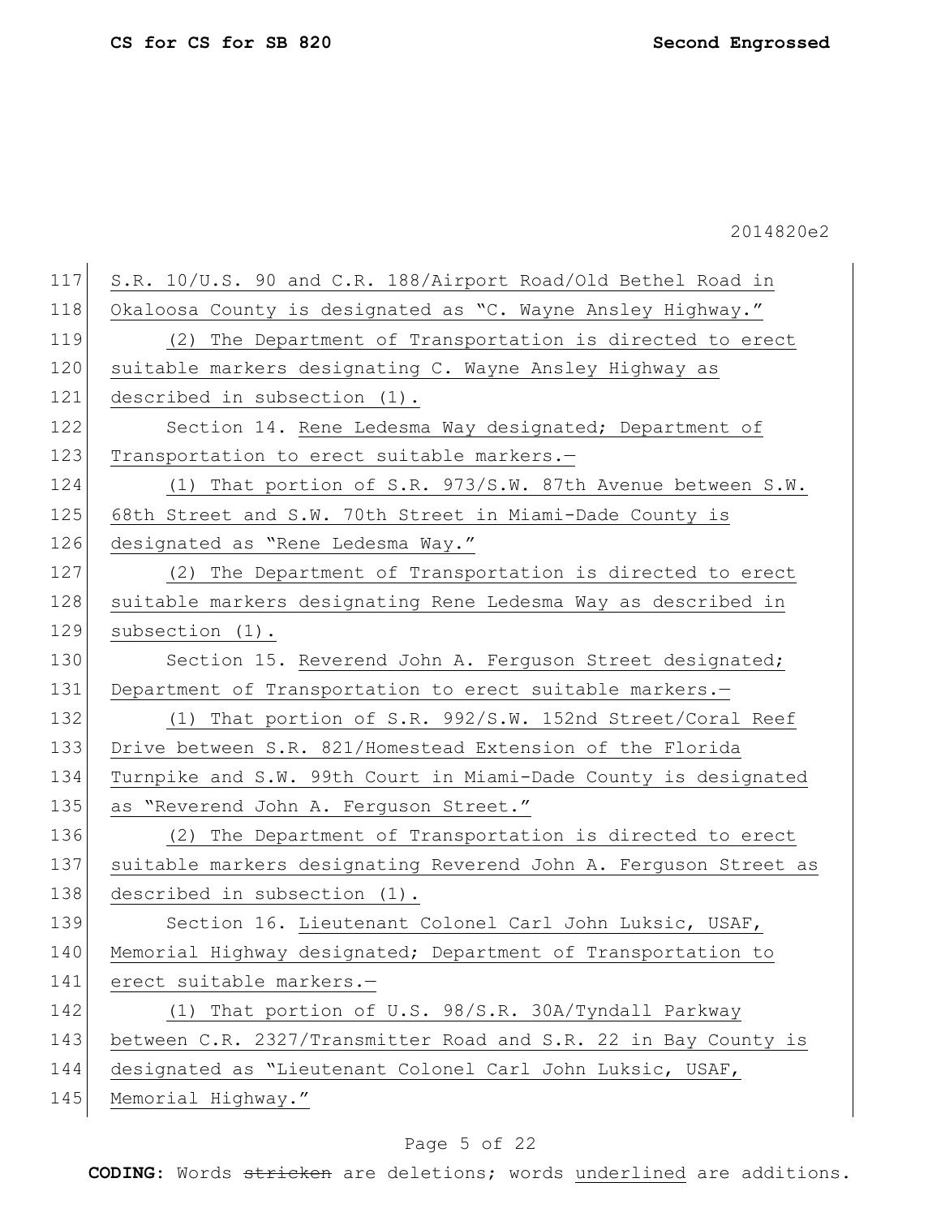S.R. 10/U.S. 90 and C.R. 188/Airport Road/Old Bethel Road in Okaloosa County is designated as "C. Wayne Ansley Highway."

(2) The Department of Transportation is directed to erect suitable markers designating C. Wayne Ansley Highway as described in subsection (1).

Section 14. Rene Ledesma Way designated; Department of Transportation to erect suitable markers.—

(1) That portion of S.R. 973/S.W. 87th Avenue between S.W. 68th Street and S.W. 70th Street in Miami-Dade County is designated as "Rene Ledesma Way."

(2) The Department of Transportation is directed to erect suitable markers designating Rene Ledesma Way as described in subsection (1).

Section 15. Reverend John A. Ferguson Street designated; Department of Transportation to erect suitable markers.—

(1) That portion of S.R. 992/S.W. 152nd Street/Coral Reef Drive between S.R. 821/Homestead Extension of the Florida Turnpike and S.W. 99th Court in Miami-Dade County is designated as "Reverend John A. Ferguson Street."

(2) The Department of Transportation is directed to erect suitable markers designating Reverend John A. Ferguson Street as described in subsection (1).

Section 16. Lieutenant Colonel Carl John Luksic, USAF, Memorial Highway designated; Department of Transportation to erect suitable markers.—

(1) That portion of U.S. 98/S.R. 30A/Tyndall Parkway between C.R. 2327/Transmitter Road and S.R. 22 in Bay County is designated as "Lieutenant Colonel Carl John Luksic, USAF, Memorial Highway."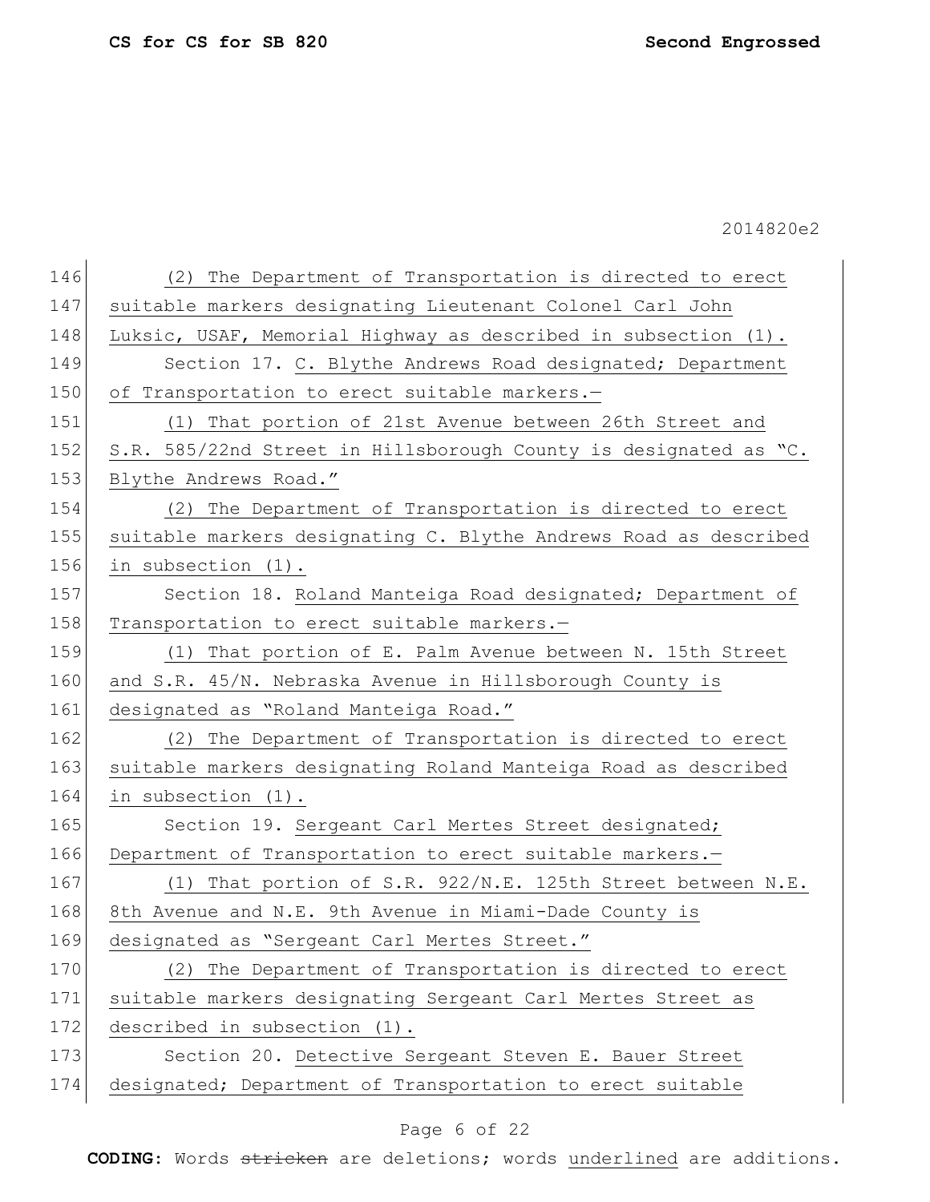(2) The Department of Transportation is directed to erect suitable markers designating Lieutenant Colonel Carl John Luksic, USAF, Memorial Highway as described in subsection (1).

Section 17. C. Blythe Andrews Road designated; Department of Transportation to erect suitable markers.—

(1) That portion of 21st Avenue between 26th Street and S.R. 585/22nd Street in Hillsborough County is designated as "C. Blythe Andrews Road."

(2) The Department of Transportation is directed to erect suitable markers designating C. Blythe Andrews Road as described in subsection (1).

Section 18. Roland Manteiga Road designated; Department of Transportation to erect suitable markers.—

(1) That portion of E. Palm Avenue between N. 15th Street and S.R. 45/N. Nebraska Avenue in Hillsborough County is designated as "Roland Manteiga Road."

(2) The Department of Transportation is directed to erect suitable markers designating Roland Manteiga Road as described in subsection (1).

Section 19. Sergeant Carl Mertes Street designated; Department of Transportation to erect suitable markers.—

(1) That portion of S.R. 922/N.E. 125th Street between N.E. 8th Avenue and N.E. 9th Avenue in Miami-Dade County is designated as "Sergeant Carl Mertes Street."

(2) The Department of Transportation is directed to erect suitable markers designating Sergeant Carl Mertes Street as described in subsection (1).

Section 20. Detective Sergeant Steven E. Bauer Street designated; Department of Transportation to erect suitable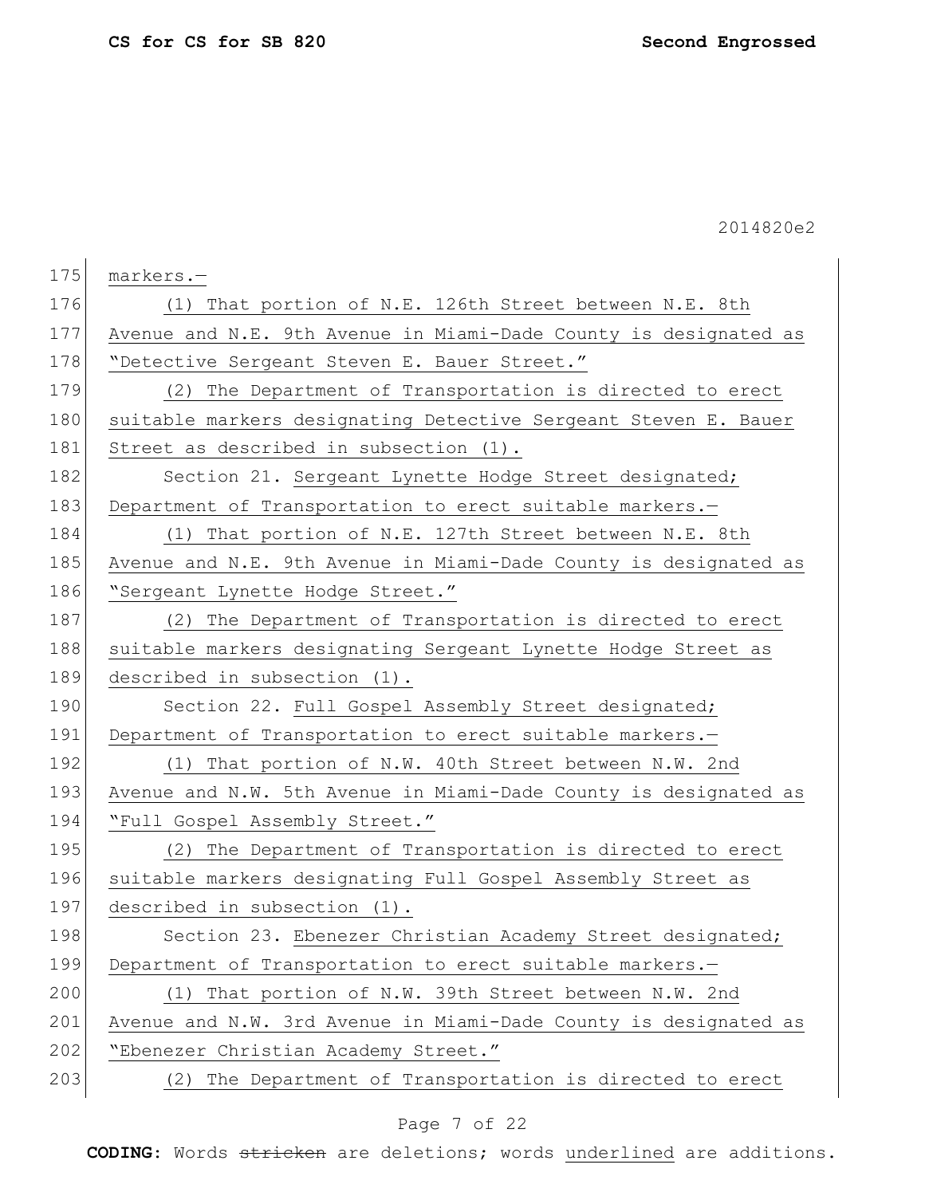markers.—

(1) That portion of N.E. 126th Street between N.E. 8th Avenue and N.E. 9th Avenue in Miami-Dade County is designated as "Detective Sergeant Steven E. Bauer Street."

(2) The Department of Transportation is directed to erect suitable markers designating Detective Sergeant Steven E. Bauer Street as described in subsection (1).

Section 21. Sergeant Lynette Hodge Street designated; Department of Transportation to erect suitable markers.—

(1) That portion of N.E. 127th Street between N.E. 8th Avenue and N.E. 9th Avenue in Miami-Dade County is designated as "Sergeant Lynette Hodge Street."

(2) The Department of Transportation is directed to erect suitable markers designating Sergeant Lynette Hodge Street as described in subsection (1).

Section 22. Full Gospel Assembly Street designated; Department of Transportation to erect suitable markers.—

(1) That portion of N.W. 40th Street between N.W. 2nd Avenue and N.W. 5th Avenue in Miami-Dade County is designated as "Full Gospel Assembly Street."

(2) The Department of Transportation is directed to erect suitable markers designating Full Gospel Assembly Street as described in subsection (1).

Section 23. Ebenezer Christian Academy Street designated; Department of Transportation to erect suitable markers.—

(1) That portion of N.W. 39th Street between N.W. 2nd Avenue and N.W. 3rd Avenue in Miami-Dade County is designated as "Ebenezer Christian Academy Street."

(2) The Department of Transportation is directed to erect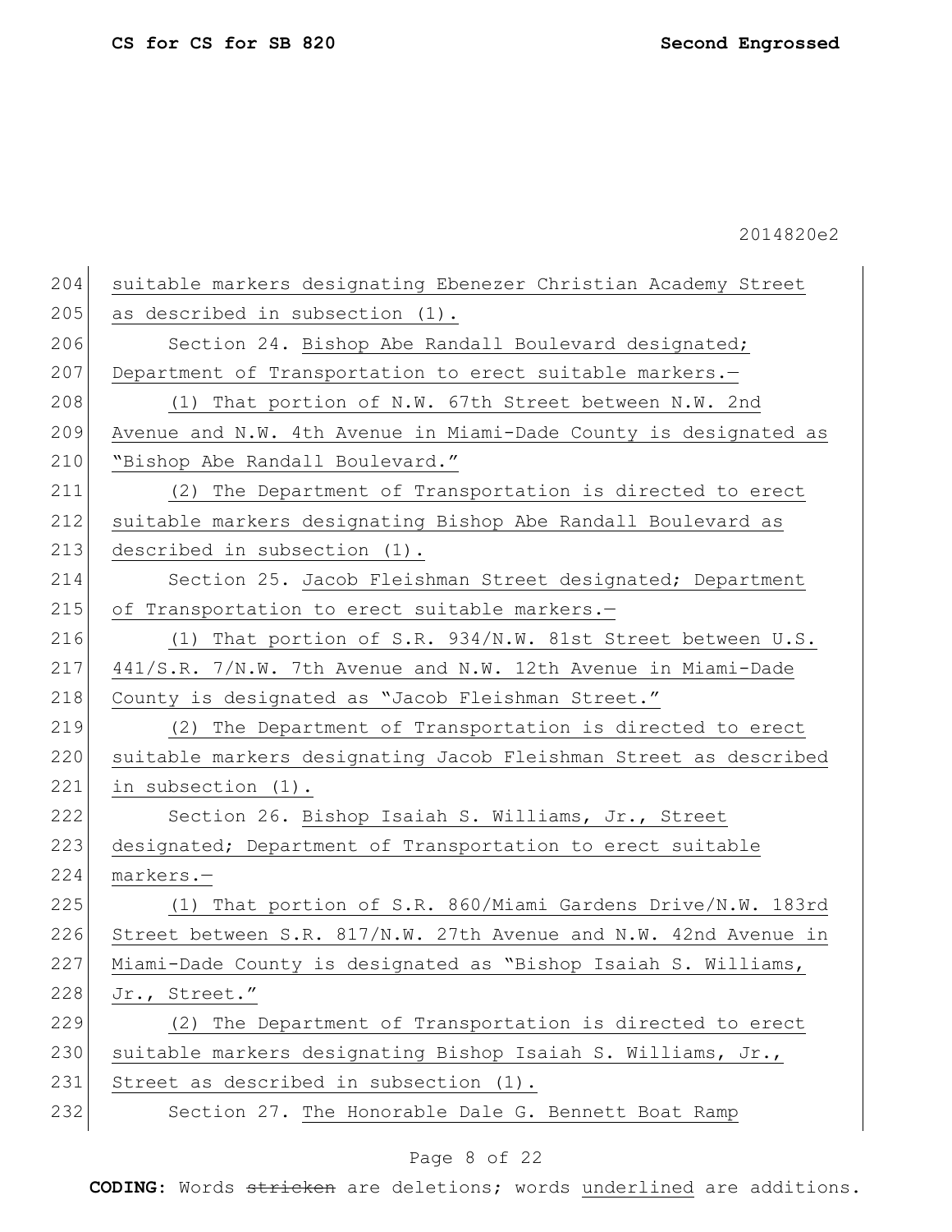suitable markers designating Ebenezer Christian Academy Street as described in subsection (1).

Section 24. Bishop Abe Randall Boulevard designated; Department of Transportation to erect suitable markers.—

(1) That portion of N.W. 67th Street between N.W. 2nd Avenue and N.W. 4th Avenue in Miami-Dade County is designated as "Bishop Abe Randall Boulevard."

(2) The Department of Transportation is directed to erect suitable markers designating Bishop Abe Randall Boulevard as described in subsection (1).

Section 25. Jacob Fleishman Street designated; Department of Transportation to erect suitable markers.—

(1) That portion of S.R. 934/N.W. 81st Street between U.S. 441/S.R. 7/N.W. 7th Avenue and N.W. 12th Avenue in Miami-Dade County is designated as "Jacob Fleishman Street."

(2) The Department of Transportation is directed to erect suitable markers designating Jacob Fleishman Street as described in subsection (1).

Section 26. Bishop Isaiah S. Williams, Jr., Street designated; Department of Transportation to erect suitable markers.—

(1) That portion of S.R. 860/Miami Gardens Drive/N.W. 183rd Street between S.R. 817/N.W. 27th Avenue and N.W. 42nd Avenue in Miami-Dade County is designated as "Bishop Isaiah S. Williams, Jr., Street."

(2) The Department of Transportation is directed to erect suitable markers designating Bishop Isaiah S. Williams, Jr., Street as described in subsection (1).

Section 27. The Honorable Dale G. Bennett Boat Ramp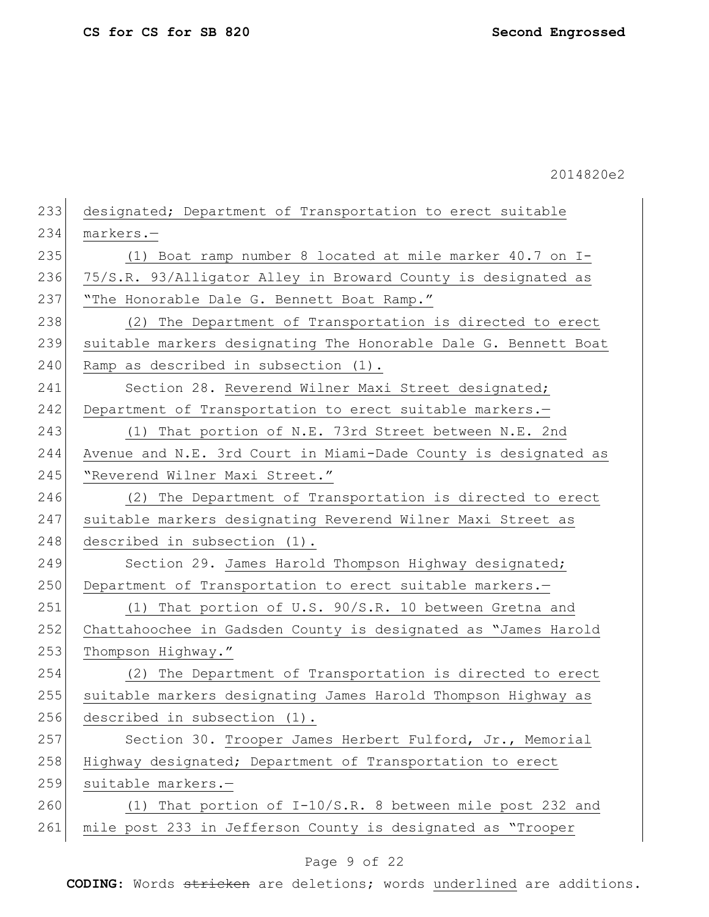designated; Department of Transportation to erect suitable markers.—

(1) Boat ramp number 8 located at mile marker 40.7 on I-75/S.R. 93/Alligator Alley in Broward County is designated as "The Honorable Dale G. Bennett Boat Ramp."

(2) The Department of Transportation is directed to erect suitable markers designating The Honorable Dale G. Bennett Boat Ramp as described in subsection (1).

Section 28. Reverend Wilner Maxi Street designated; Department of Transportation to erect suitable markers.—

(1) That portion of N.E. 73rd Street between N.E. 2nd Avenue and N.E. 3rd Court in Miami-Dade County is designated as "Reverend Wilner Maxi Street."

(2) The Department of Transportation is directed to erect suitable markers designating Reverend Wilner Maxi Street as described in subsection (1).

Section 29. James Harold Thompson Highway designated; Department of Transportation to erect suitable markers.—

(1) That portion of U.S. 90/S.R. 10 between Gretna and Chattahoochee in Gadsden County is designated as "James Harold Thompson Highway."

(2) The Department of Transportation is directed to erect suitable markers designating James Harold Thompson Highway as described in subsection (1).

Section 30. Trooper James Herbert Fulford, Jr., Memorial Highway designated; Department of Transportation to erect suitable markers.—

(1) That portion of I-10/S.R. 8 between mile post 232 and mile post 233 in Jefferson County is designated as "Trooper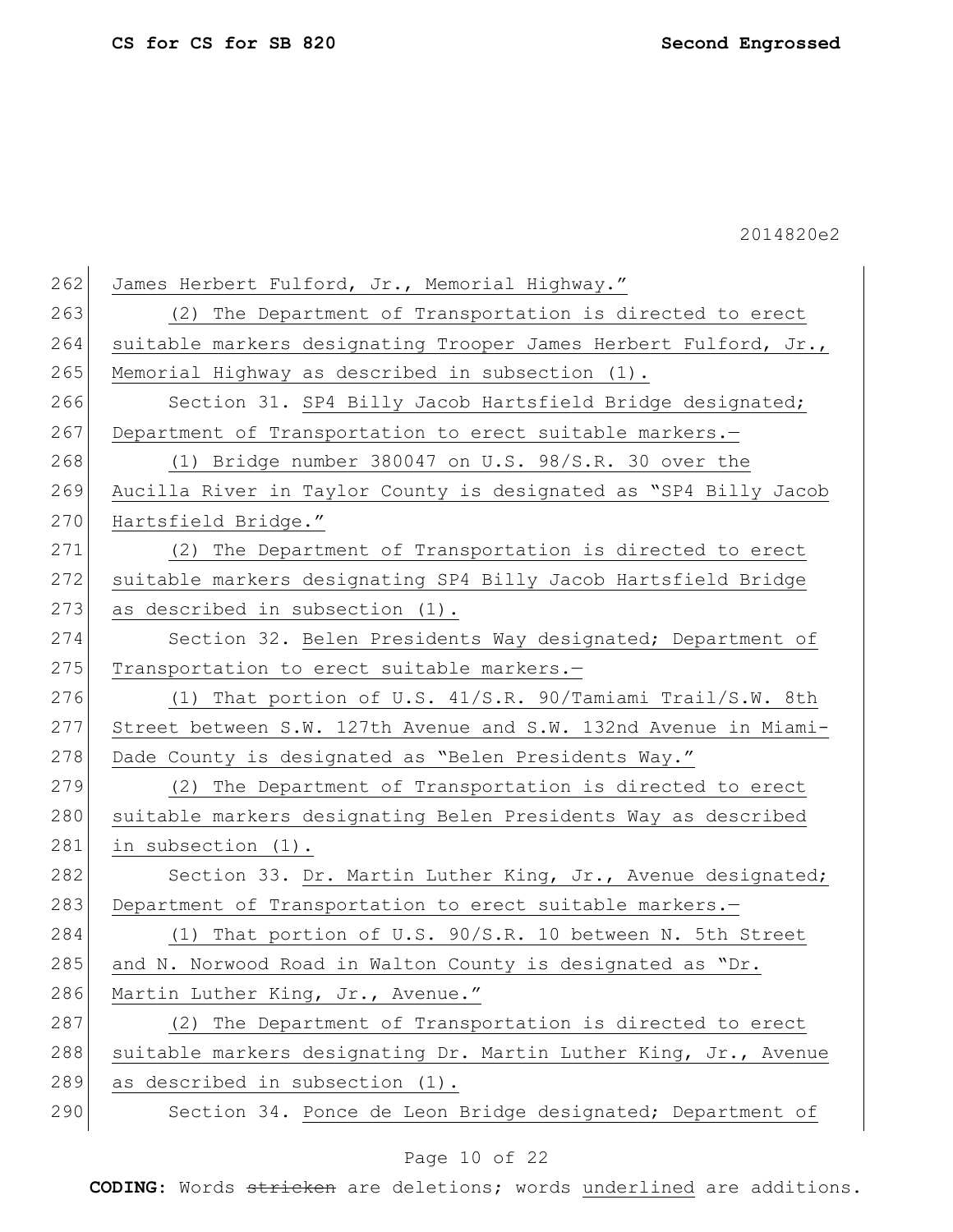James Herbert Fulford, Jr., Memorial Highway."

(2) The Department of Transportation is directed to erect suitable markers designating Trooper James Herbert Fulford, Jr., Memorial Highway as described in subsection (1).

Section 31. SP4 Billy Jacob Hartsfield Bridge designated; Department of Transportation to erect suitable markers.—

(1) Bridge number 380047 on U.S. 98/S.R. 30 over the Aucilla River in Taylor County is designated as "SP4 Billy Jacob Hartsfield Bridge."

(2) The Department of Transportation is directed to erect suitable markers designating SP4 Billy Jacob Hartsfield Bridge as described in subsection (1).

Section 32. Belen Presidents Way designated; Department of Transportation to erect suitable markers.—

(1) That portion of U.S. 41/S.R. 90/Tamiami Trail/S.W. 8th Street between S.W. 127th Avenue and S.W. 132nd Avenue in Miami-Dade County is designated as "Belen Presidents Way."

(2) The Department of Transportation is directed to erect suitable markers designating Belen Presidents Way as described in subsection (1).

Section 33. Dr. Martin Luther King, Jr., Avenue designated; Department of Transportation to erect suitable markers.—

(1) That portion of U.S. 90/S.R. 10 between N. 5th Street and N. Norwood Road in Walton County is designated as "Dr. Martin Luther King, Jr., Avenue."

(2) The Department of Transportation is directed to erect suitable markers designating Dr. Martin Luther King, Jr., Avenue as described in subsection (1).

Section 34. Ponce de Leon Bridge designated; Department of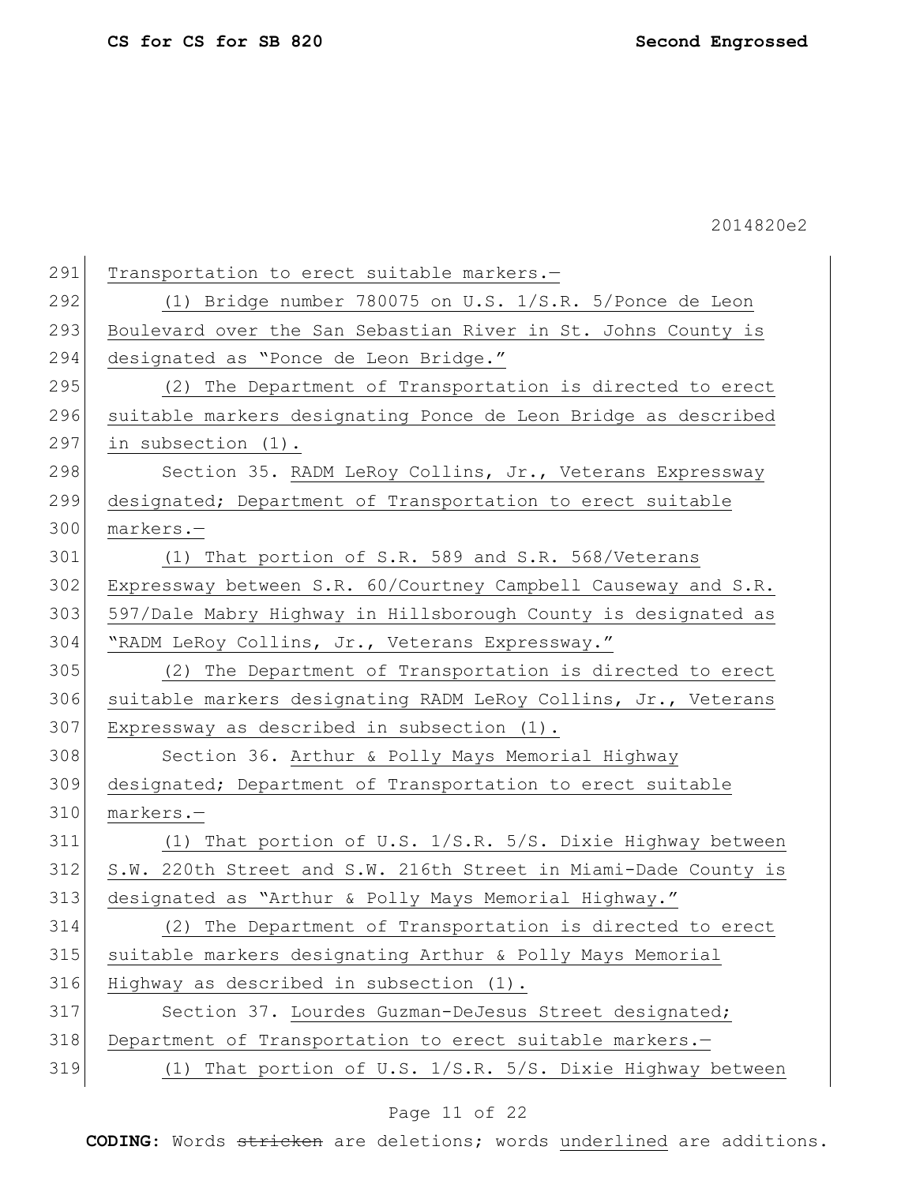Transportation to erect suitable markers.—

(1) Bridge number 780075 on U.S. 1/S.R. 5/Ponce de Leon Boulevard over the San Sebastian River in St. Johns County is designated as "Ponce de Leon Bridge."

(2) The Department of Transportation is directed to erect suitable markers designating Ponce de Leon Bridge as described in subsection (1).

Section 35. RADM LeRoy Collins, Jr., Veterans Expressway designated; Department of Transportation to erect suitable markers.—

(1) That portion of S.R. 589 and S.R. 568/Veterans Expressway between S.R. 60/Courtney Campbell Causeway and S.R. 597/Dale Mabry Highway in Hillsborough County is designated as "RADM LeRoy Collins, Jr., Veterans Expressway."

(2) The Department of Transportation is directed to erect suitable markers designating RADM LeRoy Collins, Jr., Veterans Expressway as described in subsection (1).

Section 36. Arthur & Polly Mays Memorial Highway designated; Department of Transportation to erect suitable markers.—

(1) That portion of U.S. 1/S.R. 5/S. Dixie Highway between S.W. 220th Street and S.W. 216th Street in Miami-Dade County is designated as "Arthur & Polly Mays Memorial Highway."

(2) The Department of Transportation is directed to erect suitable markers designating Arthur & Polly Mays Memorial Highway as described in subsection (1).

Section 37. Lourdes Guzman-DeJesus Street designated; Department of Transportation to erect suitable markers.—

(1) That portion of U.S. 1/S.R. 5/S. Dixie Highway between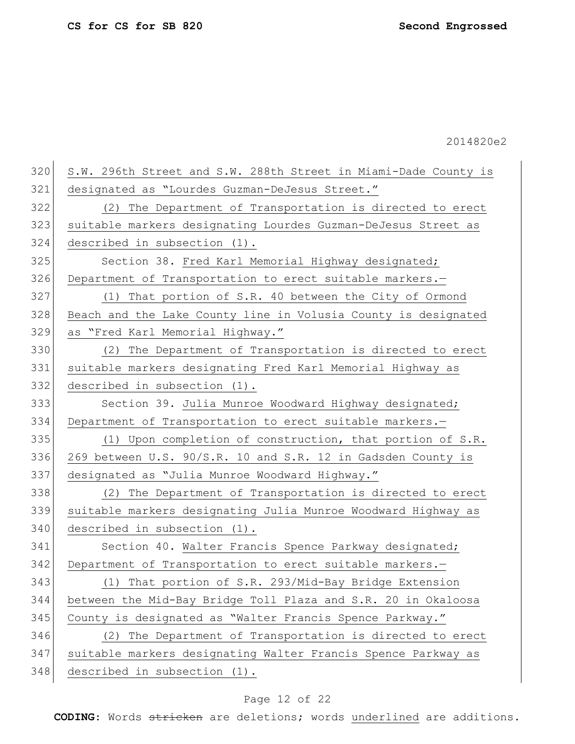S.W. 296th Street and S.W. 288th Street in Miami-Dade County is designated as "Lourdes Guzman-DeJesus Street."

(2) The Department of Transportation is directed to erect suitable markers designating Lourdes Guzman-DeJesus Street as described in subsection (1).

Section 38. Fred Karl Memorial Highway designated; Department of Transportation to erect suitable markers.—

(1) That portion of S.R. 40 between the City of Ormond Beach and the Lake County line in Volusia County is designated as "Fred Karl Memorial Highway."

(2) The Department of Transportation is directed to erect suitable markers designating Fred Karl Memorial Highway as described in subsection (1).

Section 39. Julia Munroe Woodward Highway designated; Department of Transportation to erect suitable markers.—

(1) Upon completion of construction, that portion of S.R. 269 between U.S. 90/S.R. 10 and S.R. 12 in Gadsden County is designated as "Julia Munroe Woodward Highway."

(2) The Department of Transportation is directed to erect suitable markers designating Julia Munroe Woodward Highway as described in subsection (1).

Section 40. Walter Francis Spence Parkway designated; Department of Transportation to erect suitable markers.—

(1) That portion of S.R. 293/Mid-Bay Bridge Extension between the Mid-Bay Bridge Toll Plaza and S.R. 20 in Okaloosa County is designated as "Walter Francis Spence Parkway."

(2) The Department of Transportation is directed to erect suitable markers designating Walter Francis Spence Parkway as described in subsection (1).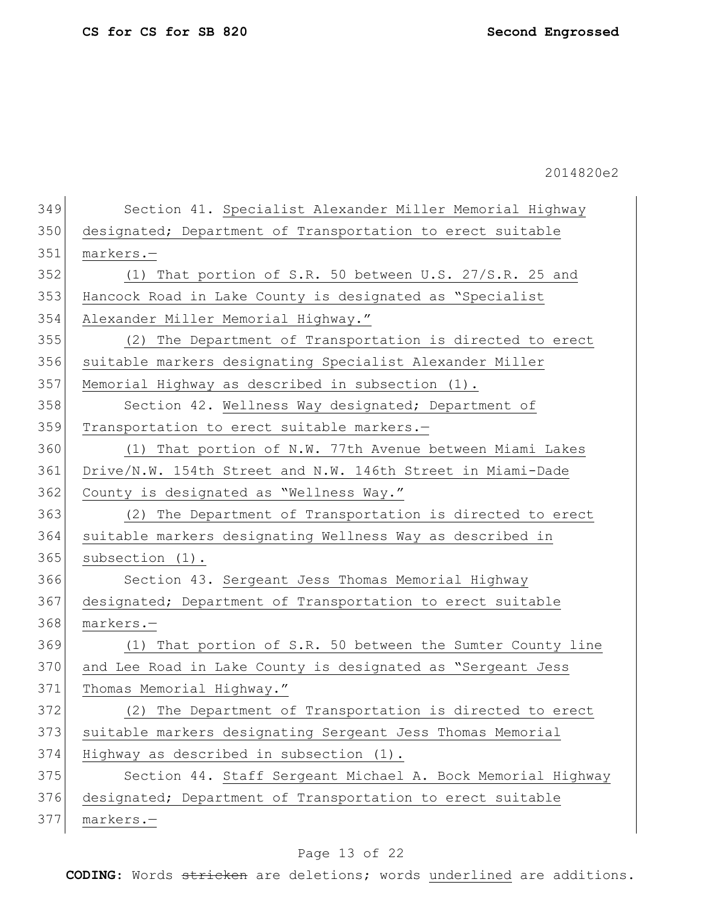Section 41. Specialist Alexander Miller Memorial Highway designated; Department of Transportation to erect suitable markers.—

(1) That portion of S.R. 50 between U.S. 27/S.R. 25 and Hancock Road in Lake County is designated as "Specialist Alexander Miller Memorial Highway."

(2) The Department of Transportation is directed to erect suitable markers designating Specialist Alexander Miller Memorial Highway as described in subsection (1).

Section 42. Wellness Way designated; Department of Transportation to erect suitable markers.—

(1) That portion of N.W. 77th Avenue between Miami Lakes Drive/N.W. 154th Street and N.W. 146th Street in Miami-Dade County is designated as "Wellness Way."

(2) The Department of Transportation is directed to erect suitable markers designating Wellness Way as described in subsection (1).

Section 43. Sergeant Jess Thomas Memorial Highway designated; Department of Transportation to erect suitable markers.—

(1) That portion of S.R. 50 between the Sumter County line and Lee Road in Lake County is designated as "Sergeant Jess Thomas Memorial Highway."

(2) The Department of Transportation is directed to erect suitable markers designating Sergeant Jess Thomas Memorial Highway as described in subsection (1).

Section 44. Staff Sergeant Michael A. Bock Memorial Highway designated; Department of Transportation to erect suitable markers.—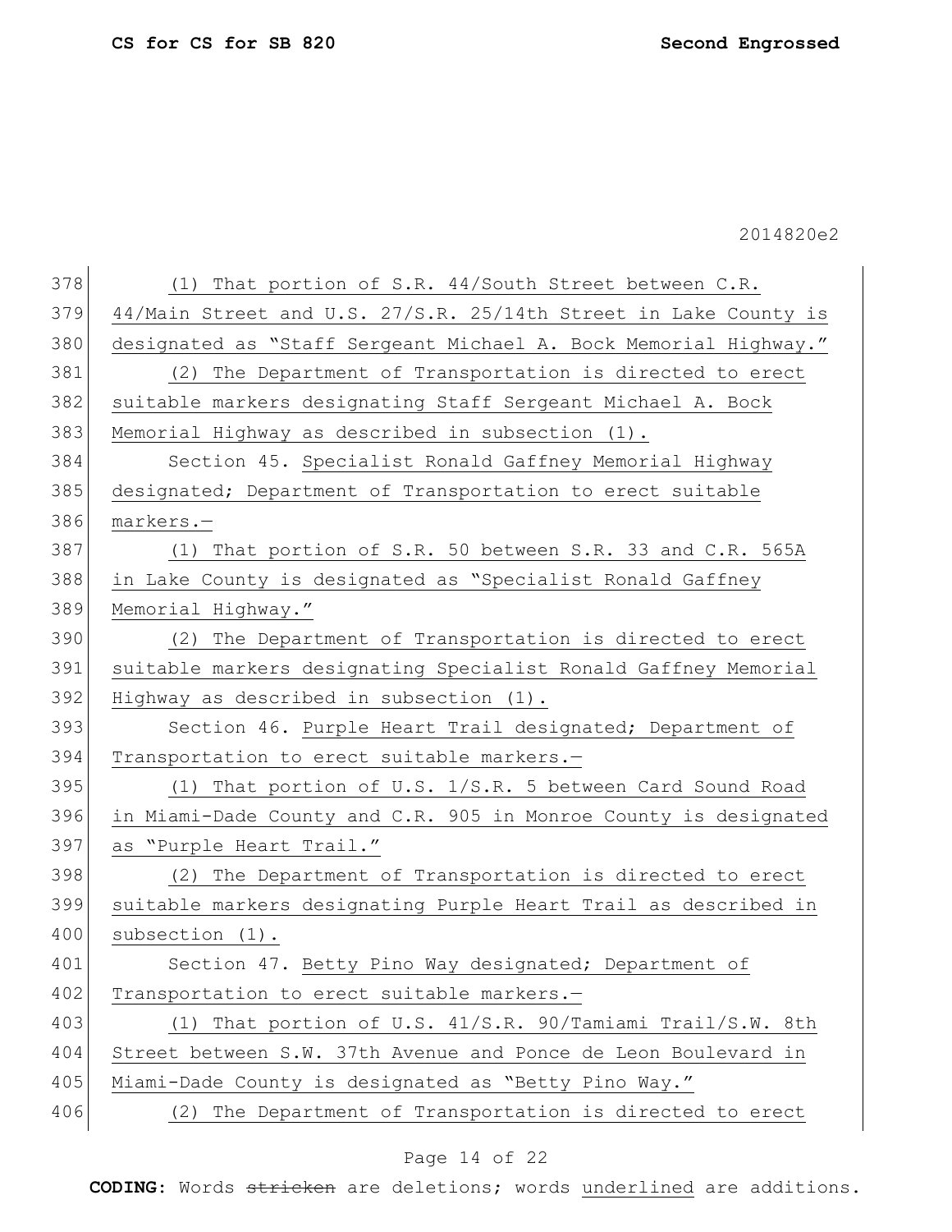(1) That portion of S.R. 44/South Street between C.R. 44/Main Street and U.S. 27/S.R. 25/14th Street in Lake County is designated as "Staff Sergeant Michael A. Bock Memorial Highway."

(2) The Department of Transportation is directed to erect suitable markers designating Staff Sergeant Michael A. Bock Memorial Highway as described in subsection (1).

Section 45. Specialist Ronald Gaffney Memorial Highway designated; Department of Transportation to erect suitable markers.—

(1) That portion of S.R. 50 between S.R. 33 and C.R. 565A in Lake County is designated as "Specialist Ronald Gaffney Memorial Highway."

(2) The Department of Transportation is directed to erect suitable markers designating Specialist Ronald Gaffney Memorial Highway as described in subsection (1).

Section 46. Purple Heart Trail designated; Department of Transportation to erect suitable markers.—

(1) That portion of U.S. 1/S.R. 5 between Card Sound Road in Miami-Dade County and C.R. 905 in Monroe County is designated as "Purple Heart Trail."

(2) The Department of Transportation is directed to erect suitable markers designating Purple Heart Trail as described in subsection (1).

Section 47. Betty Pino Way designated; Department of Transportation to erect suitable markers.—

(1) That portion of U.S. 41/S.R. 90/Tamiami Trail/S.W. 8th Street between S.W. 37th Avenue and Ponce de Leon Boulevard in Miami-Dade County is designated as "Betty Pino Way."

(2) The Department of Transportation is directed to erect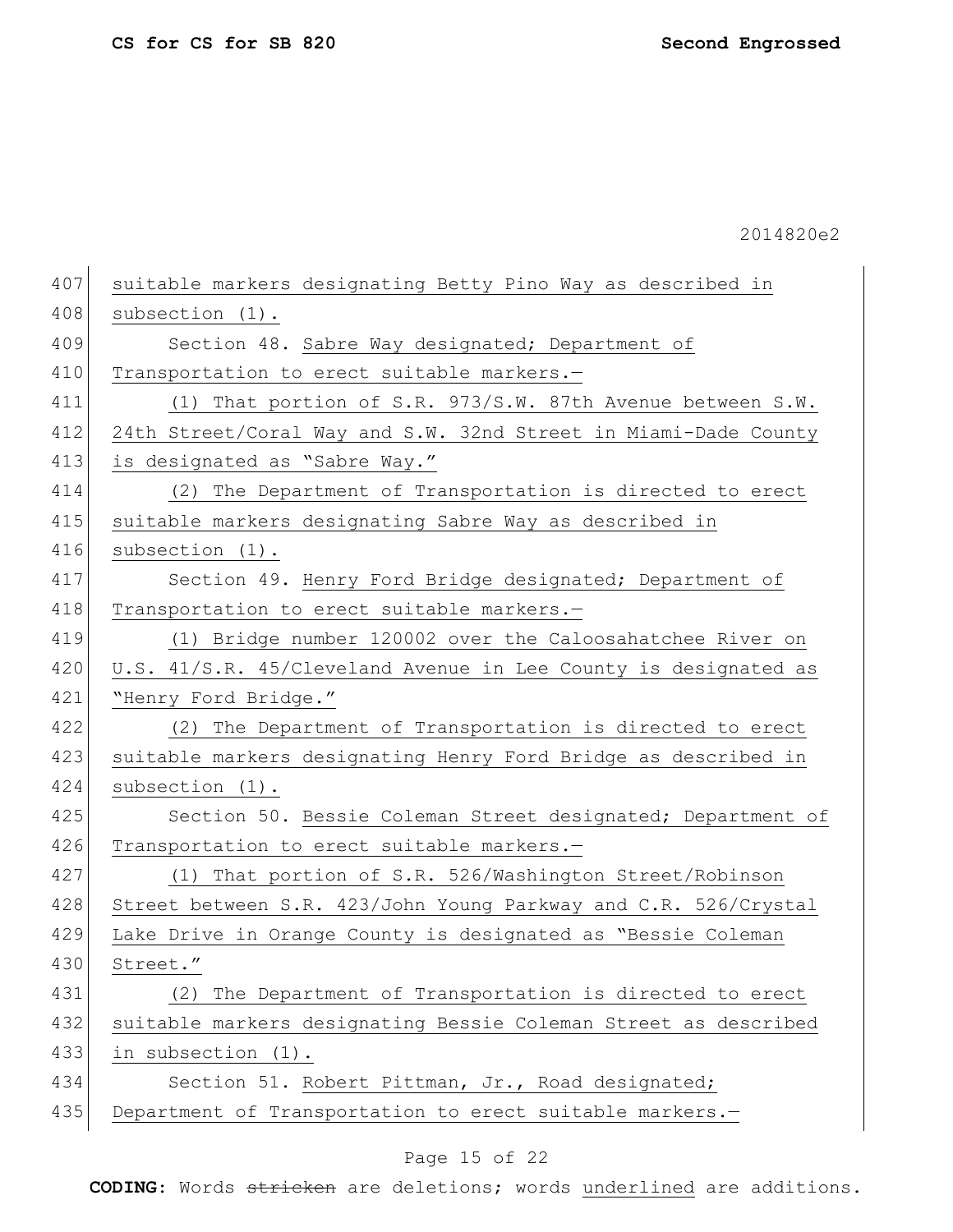suitable markers designating Betty Pino Way as described in subsection (1).

Section 48. Sabre Way designated; Department of Transportation to erect suitable markers.—

(1) That portion of S.R. 973/S.W. 87th Avenue between S.W. 24th Street/Coral Way and S.W. 32nd Street in Miami-Dade County is designated as "Sabre Way."

(2) The Department of Transportation is directed to erect suitable markers designating Sabre Way as described in subsection (1).

Section 49. Henry Ford Bridge designated; Department of Transportation to erect suitable markers.—

(1) Bridge number 120002 over the Caloosahatchee River on U.S. 41/S.R. 45/Cleveland Avenue in Lee County is designated as "Henry Ford Bridge."

(2) The Department of Transportation is directed to erect suitable markers designating Henry Ford Bridge as described in subsection (1).

Section 50. Bessie Coleman Street designated; Department of Transportation to erect suitable markers.—

(1) That portion of S.R. 526/Washington Street/Robinson Street between S.R. 423/John Young Parkway and C.R. 526/Crystal Lake Drive in Orange County is designated as "Bessie Coleman Street."

(2) The Department of Transportation is directed to erect suitable markers designating Bessie Coleman Street as described in subsection (1).

Section 51. Robert Pittman, Jr., Road designated; Department of Transportation to erect suitable markers.—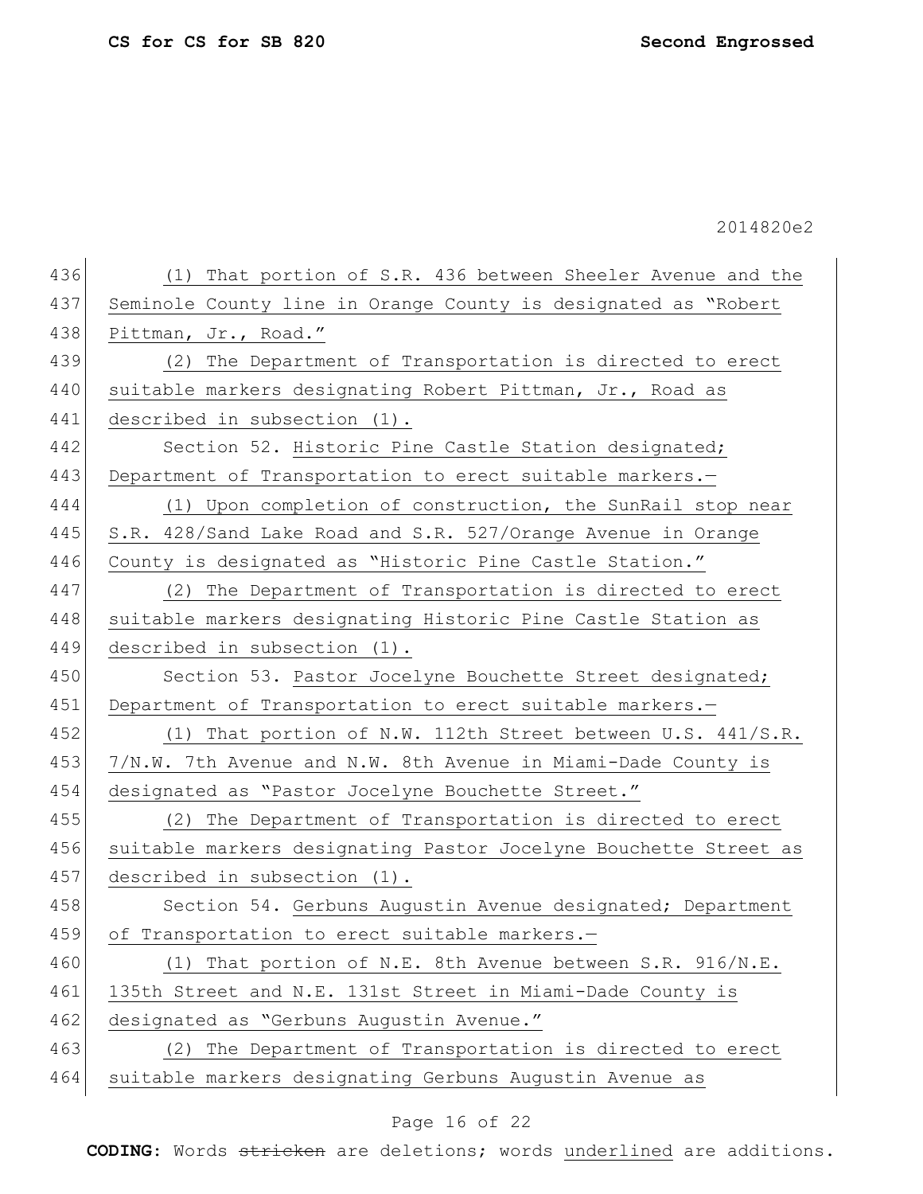(1) That portion of S.R. 436 between Sheeler Avenue and the Seminole County line in Orange County is designated as "Robert Pittman, Jr., Road."

(2) The Department of Transportation is directed to erect suitable markers designating Robert Pittman, Jr., Road as described in subsection (1).

Section 52. Historic Pine Castle Station designated; Department of Transportation to erect suitable markers.—

(1) Upon completion of construction, the SunRail stop near S.R. 428/Sand Lake Road and S.R. 527/Orange Avenue in Orange County is designated as "Historic Pine Castle Station."

(2) The Department of Transportation is directed to erect suitable markers designating Historic Pine Castle Station as described in subsection (1).

Section 53. Pastor Jocelyne Bouchette Street designated; Department of Transportation to erect suitable markers.—

(1) That portion of N.W. 112th Street between U.S. 441/S.R. 7/N.W. 7th Avenue and N.W. 8th Avenue in Miami-Dade County is designated as "Pastor Jocelyne Bouchette Street."

(2) The Department of Transportation is directed to erect suitable markers designating Pastor Jocelyne Bouchette Street as described in subsection (1).

Section 54. Gerbuns Augustin Avenue designated; Department of Transportation to erect suitable markers.—

(1) That portion of N.E. 8th Avenue between S.R. 916/N.E. 135th Street and N.E. 131st Street in Miami-Dade County is designated as "Gerbuns Augustin Avenue."

(2) The Department of Transportation is directed to erect suitable markers designating Gerbuns Augustin Avenue as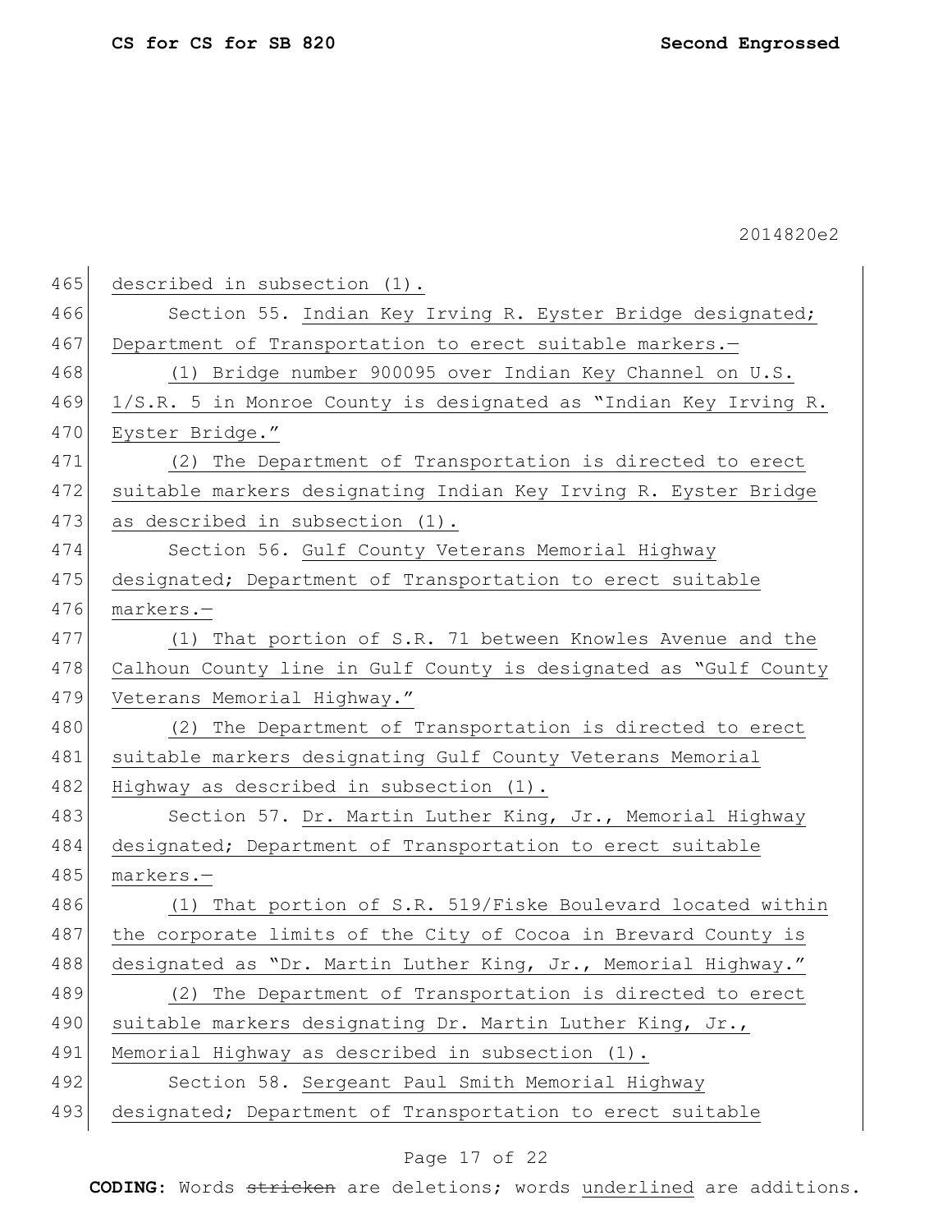described in subsection (1).

Section 55. Indian Key Irving R. Eyster Bridge designated; Department of Transportation to erect suitable markers.—

(1) Bridge number 900095 over Indian Key Channel on U.S. 1/S.R. 5 in Monroe County is designated as "Indian Key Irving R. Eyster Bridge."

(2) The Department of Transportation is directed to erect suitable markers designating Indian Key Irving R. Eyster Bridge as described in subsection (1).

Section 56. Gulf County Veterans Memorial Highway designated; Department of Transportation to erect suitable markers.—

(1) That portion of S.R. 71 between Knowles Avenue and the Calhoun County line in Gulf County is designated as "Gulf County Veterans Memorial Highway."

(2) The Department of Transportation is directed to erect suitable markers designating Gulf County Veterans Memorial Highway as described in subsection (1).

Section 57. Dr. Martin Luther King, Jr., Memorial Highway designated; Department of Transportation to erect suitable markers.—

(1) That portion of S.R. 519/Fiske Boulevard located within the corporate limits of the City of Cocoa in Brevard County is designated as "Dr. Martin Luther King, Jr., Memorial Highway."

(2) The Department of Transportation is directed to erect suitable markers designating Dr. Martin Luther King, Jr., Memorial Highway as described in subsection (1).

Section 58. Sergeant Paul Smith Memorial Highway designated; Department of Transportation to erect suitable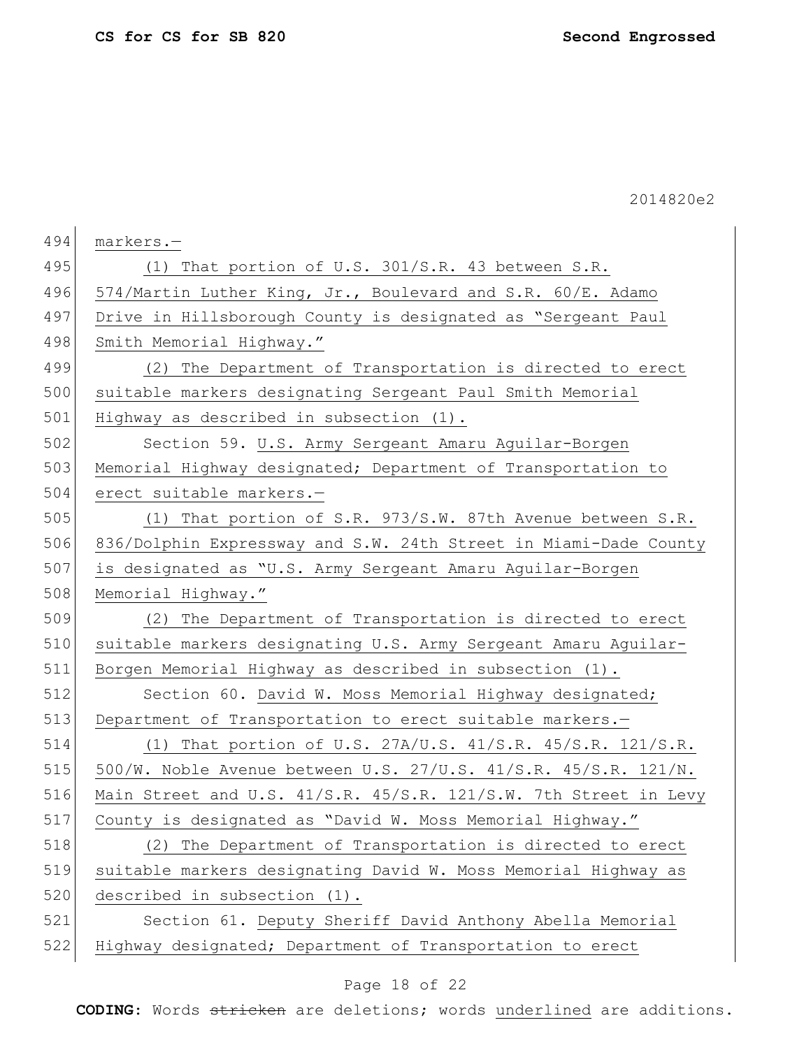markers.—

(1) That portion of U.S. 301/S.R. 43 between S.R. 574/Martin Luther King, Jr., Boulevard and S.R. 60/E. Adamo Drive in Hillsborough County is designated as "Sergeant Paul Smith Memorial Highway."

(2) The Department of Transportation is directed to erect suitable markers designating Sergeant Paul Smith Memorial Highway as described in subsection (1).

Section 59. U.S. Army Sergeant Amaru Aguilar-Borgen Memorial Highway designated; Department of Transportation to erect suitable markers.—

(1) That portion of S.R. 973/S.W. 87th Avenue between S.R. 836/Dolphin Expressway and S.W. 24th Street in Miami-Dade County is designated as "U.S. Army Sergeant Amaru Aguilar-Borgen Memorial Highway."

(2) The Department of Transportation is directed to erect suitable markers designating U.S. Army Sergeant Amaru Aguilar-Borgen Memorial Highway as described in subsection (1).

Section 60. David W. Moss Memorial Highway designated; Department of Transportation to erect suitable markers.—

(1) That portion of U.S. 27A/U.S. 41/S.R. 45/S.R. 121/S.R. 500/W. Noble Avenue between U.S. 27/U.S. 41/S.R. 45/S.R. 121/N. Main Street and U.S. 41/S.R. 45/S.R. 121/S.W. 7th Street in Levy County is designated as "David W. Moss Memorial Highway."

(2) The Department of Transportation is directed to erect suitable markers designating David W. Moss Memorial Highway as described in subsection (1).

Section 61. Deputy Sheriff David Anthony Abella Memorial Highway designated; Department of Transportation to erect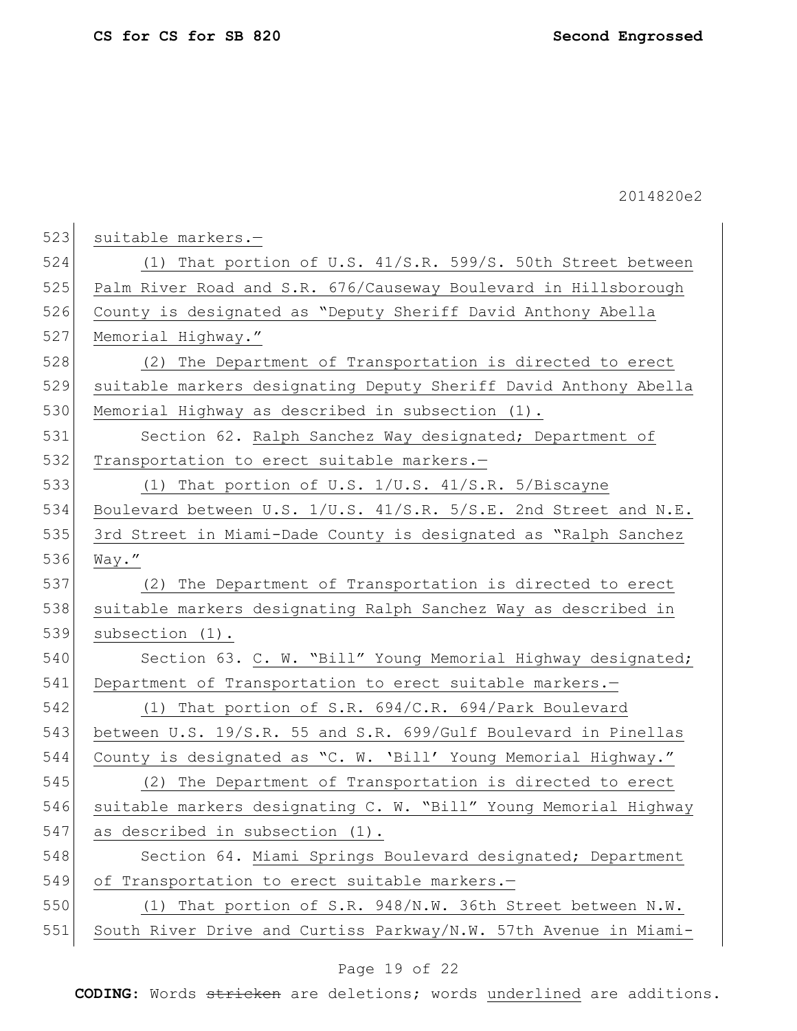suitable markers.—

(1) That portion of U.S. 41/S.R. 599/S. 50th Street between Palm River Road and S.R. 676/Causeway Boulevard in Hillsborough County is designated as "Deputy Sheriff David Anthony Abella Memorial Highway."

(2) The Department of Transportation is directed to erect suitable markers designating Deputy Sheriff David Anthony Abella Memorial Highway as described in subsection (1).

Section 62. Ralph Sanchez Way designated; Department of Transportation to erect suitable markers.—

(1) That portion of U.S. 1/U.S. 41/S.R. 5/Biscayne Boulevard between U.S. 1/U.S. 41/S.R. 5/S.E. 2nd Street and N.E. 3rd Street in Miami-Dade County is designated as "Ralph Sanchez Way."

(2) The Department of Transportation is directed to erect suitable markers designating Ralph Sanchez Way as described in subsection (1).

Section 63. C. W. "Bill" Young Memorial Highway designated; Department of Transportation to erect suitable markers.—

(1) That portion of S.R. 694/C.R. 694/Park Boulevard between U.S. 19/S.R. 55 and S.R. 699/Gulf Boulevard in Pinellas County is designated as "C. W. 'Bill' Young Memorial Highway."

(2) The Department of Transportation is directed to erect suitable markers designating C. W. "Bill" Young Memorial Highway as described in subsection (1).

Section 64. Miami Springs Boulevard designated; Department of Transportation to erect suitable markers.—

(1) That portion of S.R. 948/N.W. 36th Street between N.W. South River Drive and Curtiss Parkway/N.W. 57th Avenue in Miami-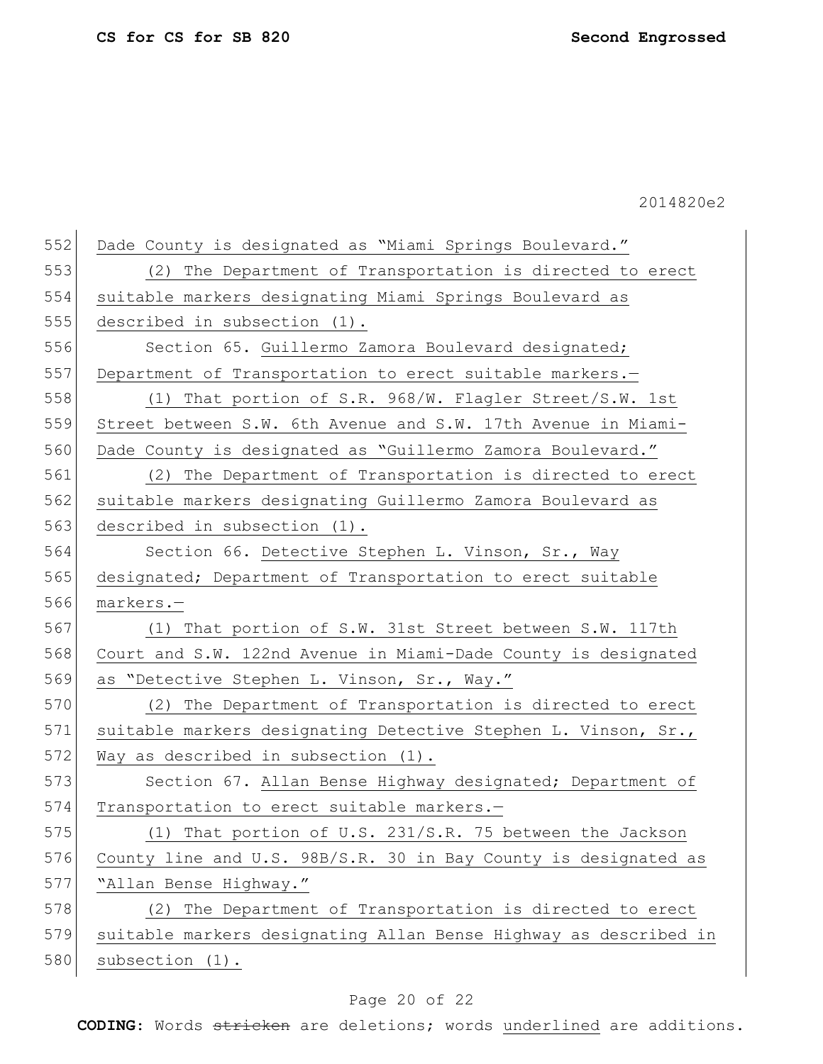Dade County is designated as "Miami Springs Boulevard."

(2) The Department of Transportation is directed to erect suitable markers designating Miami Springs Boulevard as described in subsection (1).

Section 65. Guillermo Zamora Boulevard designated; Department of Transportation to erect suitable markers.—

(1) That portion of S.R. 968/W. Flagler Street/S.W. 1st Street between S.W. 6th Avenue and S.W. 17th Avenue in Miami-Dade County is designated as "Guillermo Zamora Boulevard."

(2) The Department of Transportation is directed to erect suitable markers designating Guillermo Zamora Boulevard as described in subsection (1).

Section 66. Detective Stephen L. Vinson, Sr., Way designated; Department of Transportation to erect suitable markers.—

(1) That portion of S.W. 31st Street between S.W. 117th Court and S.W. 122nd Avenue in Miami-Dade County is designated as "Detective Stephen L. Vinson, Sr., Way."

(2) The Department of Transportation is directed to erect suitable markers designating Detective Stephen L. Vinson, Sr., Way as described in subsection (1).

Section 67. Allan Bense Highway designated; Department of Transportation to erect suitable markers.—

(1) That portion of U.S. 231/S.R. 75 between the Jackson County line and U.S. 98B/S.R. 30 in Bay County is designated as "Allan Bense Highway."

(2) The Department of Transportation is directed to erect suitable markers designating Allan Bense Highway as described in subsection (1).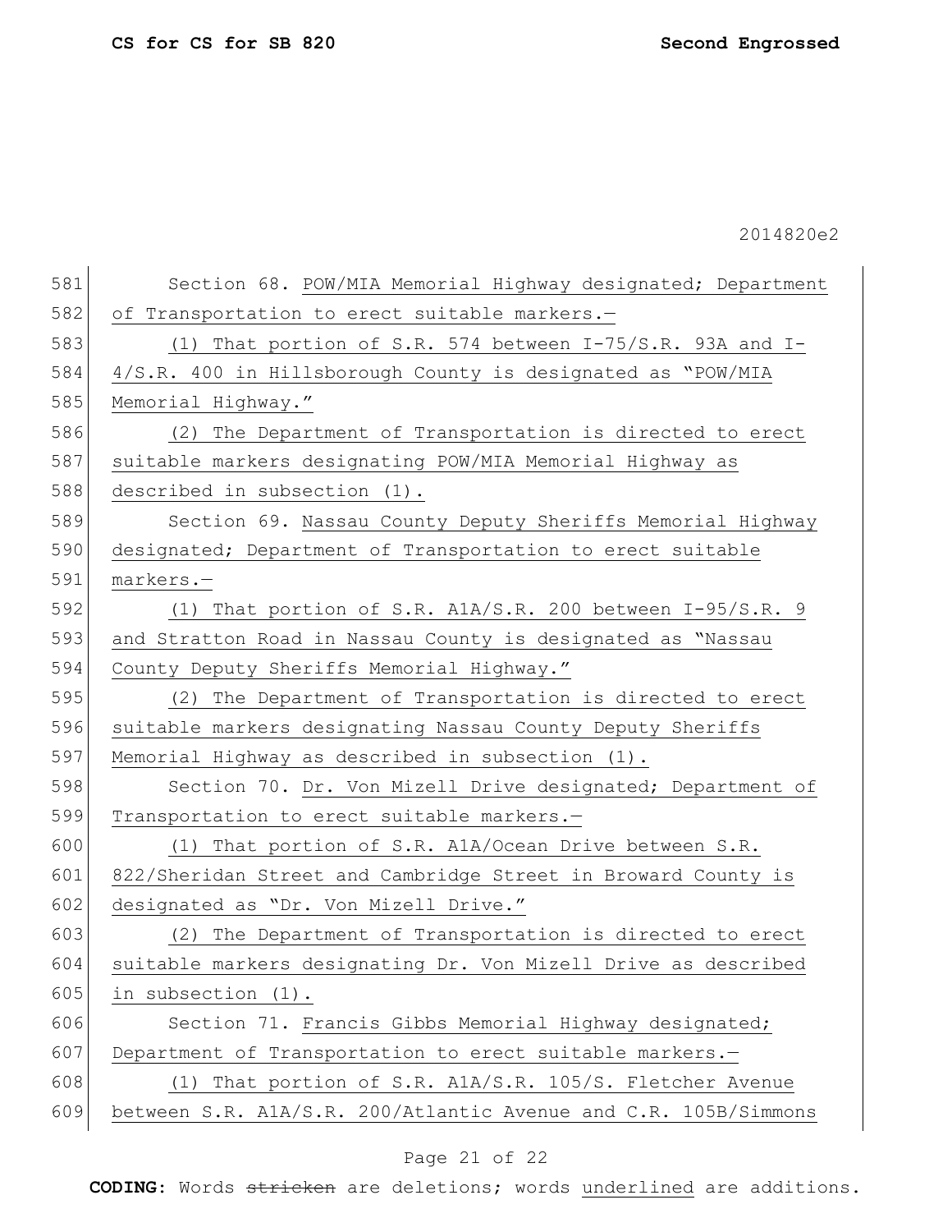Section 68. POW/MIA Memorial Highway designated; Department of Transportation to erect suitable markers.—

(1) That portion of S.R. 574 between I-75/S.R. 93A and I-4/S.R. 400 in Hillsborough County is designated as "POW/MIA Memorial Highway."

(2) The Department of Transportation is directed to erect suitable markers designating POW/MIA Memorial Highway as described in subsection (1).

Section 69. Nassau County Deputy Sheriffs Memorial Highway designated; Department of Transportation to erect suitable markers.—

(1) That portion of S.R. A1A/S.R. 200 between I-95/S.R. 9 and Stratton Road in Nassau County is designated as "Nassau County Deputy Sheriffs Memorial Highway."

(2) The Department of Transportation is directed to erect suitable markers designating Nassau County Deputy Sheriffs Memorial Highway as described in subsection (1).

Section 70. Dr. Von Mizell Drive designated; Department of Transportation to erect suitable markers.—

(1) That portion of S.R. A1A/Ocean Drive between S.R. 822/Sheridan Street and Cambridge Street in Broward County is designated as "Dr. Von Mizell Drive."

(2) The Department of Transportation is directed to erect suitable markers designating Dr. Von Mizell Drive as described in subsection (1).

Section 71. Francis Gibbs Memorial Highway designated; Department of Transportation to erect suitable markers.—

(1) That portion of S.R. A1A/S.R. 105/S. Fletcher Avenue between S.R. A1A/S.R. 200/Atlantic Avenue and C.R. 105B/Simmons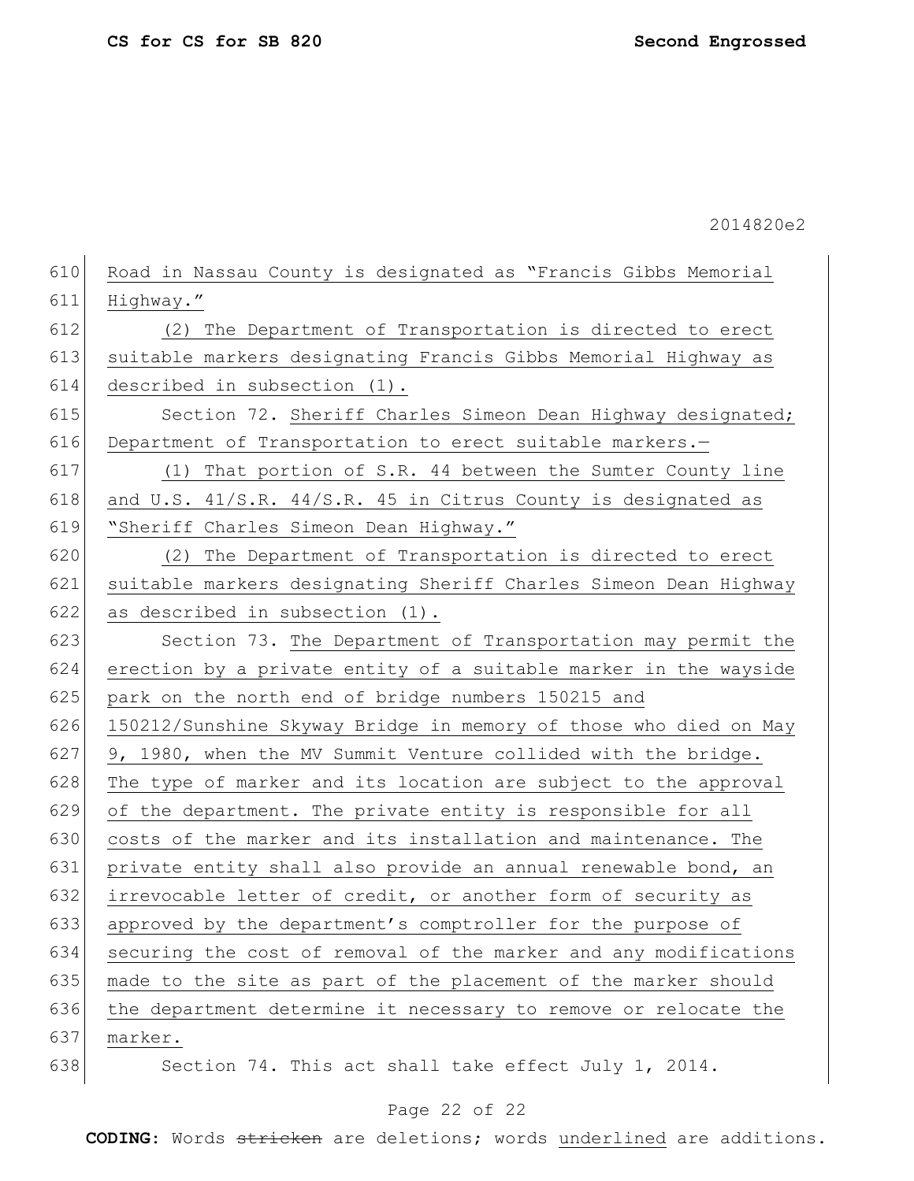Road in Nassau County is designated as "Francis Gibbs Memorial Highway."

(2) The Department of Transportation is directed to erect suitable markers designating Francis Gibbs Memorial Highway as described in subsection (1).

Section 72. Sheriff Charles Simeon Dean Highway designated; Department of Transportation to erect suitable markers.—

(1) That portion of S.R. 44 between the Sumter County line and U.S. 41/S.R. 44/S.R. 45 in Citrus County is designated as "Sheriff Charles Simeon Dean Highway."

(2) The Department of Transportation is directed to erect suitable markers designating Sheriff Charles Simeon Dean Highway as described in subsection (1).

Section 73. The Department of Transportation may permit the erection by a private entity of a suitable marker in the wayside park on the north end of bridge numbers 150215 and 150212/Sunshine Skyway Bridge in memory of those who died on May 9, 1980, when the MV Summit Venture collided with the bridge. The type of marker and its location are subject to the approval of the department. The private entity is responsible for all costs of the marker and its installation and maintenance. The private entity shall also provide an annual renewable bond, an irrevocable letter of credit, or another form of security as approved by the department's comptroller for the purpose of securing the cost of removal of the marker and any modifications made to the site as part of the placement of the marker should the department determine it necessary to remove or relocate the marker.

Section 74. This act shall take effect July 1, 2014.